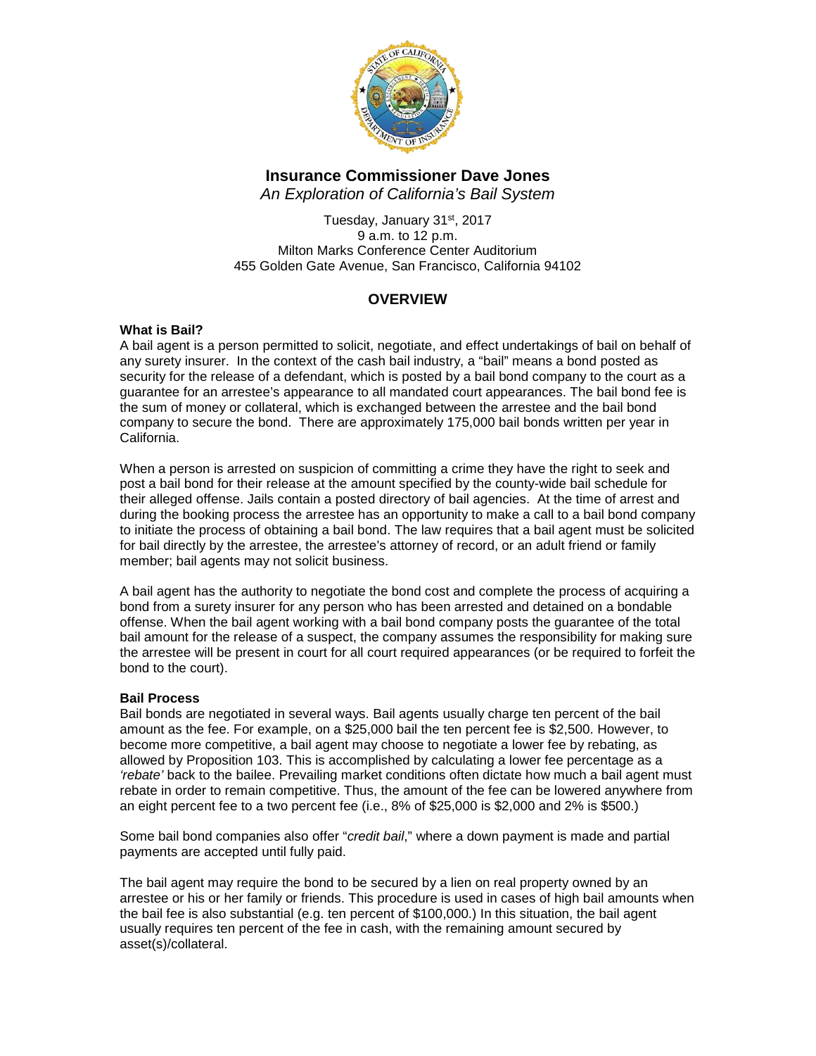# Insurance Commissioner Dave Jones

*An Exploration of California's Bail System*

Tuesday, January 31st, 2017
9 a.m. to 12 p.m.
Milton Marks Conference Center Auditorium
455 Golden Gate Avenue, San Francisco, California 94102

## OVERVIEW

### What is Bail?

A bail agent is a person permitted to solicit, negotiate, and effect undertakings of bail on behalf of any surety insurer. In the context of the cash bail industry, a "bail" means a bond posted as security for the release of a defendant, which is posted by a bail bond company to the court as a guarantee for an arrestee's appearance to all mandated court appearances. The bail bond fee is the sum of money or collateral, which is exchanged between the arrestee and the bail bond company to secure the bond. There are approximately 175,000 bail bonds written per year in California.

When a person is arrested on suspicion of committing a crime they have the right to seek and post a bail bond for their release at the amount specified by the county-wide bail schedule for their alleged offense. Jails contain a posted directory of bail agencies. At the time of arrest and during the booking process the arrestee has an opportunity to make a call to a bail bond company to initiate the process of obtaining a bail bond. The law requires that a bail agent must be solicited for bail directly by the arrestee, the arrestee's attorney of record, or an adult friend or family member; bail agents may not solicit business.

A bail agent has the authority to negotiate the bond cost and complete the process of acquiring a bond from a surety insurer for any person who has been arrested and detained on a bondable offense. When the bail agent working with a bail bond company posts the guarantee of the total bail amount for the release of a suspect, the company assumes the responsibility for making sure the arrestee will be present in court for all court required appearances (or be required to forfeit the bond to the court).

### Bail Process

Bail bonds are negotiated in several ways. Bail agents usually charge ten percent of the bail amount as the fee. For example, on a $25,000 bail the ten percent fee is $2,500. However, to become more competitive, a bail agent may choose to negotiate a lower fee by rebating, as allowed by Proposition 103. This is accomplished by calculating a lower fee percentage as a *'rebate'* back to the bailee. Prevailing market conditions often dictate how much a bail agent must rebate in order to remain competitive. Thus, the amount of the fee can be lowered anywhere from an eight percent fee to a two percent fee (i.e., 8% of $25,000 is $2,000 and 2% is $500.)

Some bail bond companies also offer "*credit bail*," where a down payment is made and partial payments are accepted until fully paid.

The bail agent may require the bond to be secured by a lien on real property owned by an arrestee or his or her family or friends. This procedure is used in cases of high bail amounts when the bail fee is also substantial (e.g. ten percent of $100,000.) In this situation, the bail agent usually requires ten percent of the fee in cash, with the remaining amount secured by asset(s)/collateral.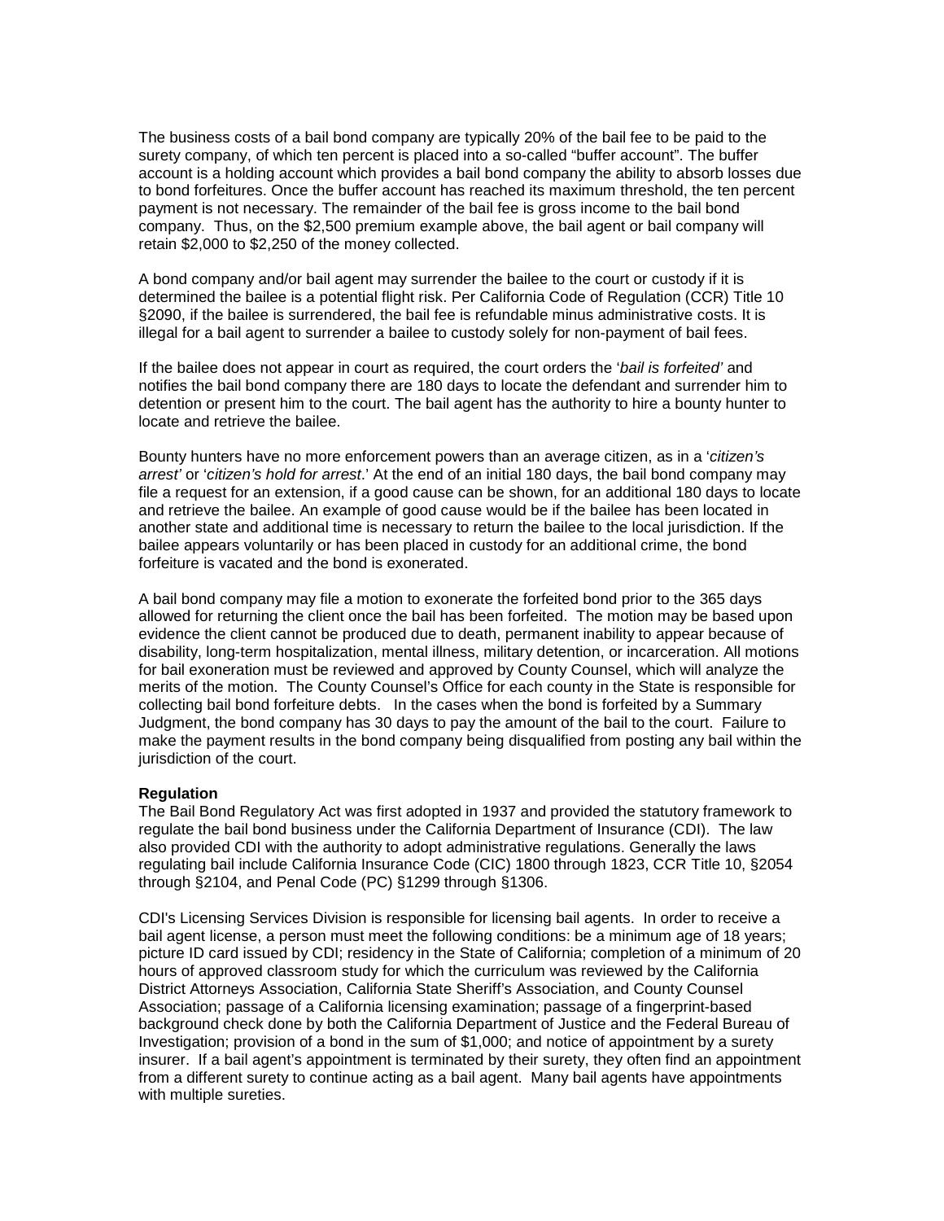The business costs of a bail bond company are typically 20% of the bail fee to be paid to the surety company, of which ten percent is placed into a so-called "buffer account". The buffer account is a holding account which provides a bail bond company the ability to absorb losses due to bond forfeitures. Once the buffer account has reached its maximum threshold, the ten percent payment is not necessary. The remainder of the bail fee is gross income to the bail bond company. Thus, on the $2,500 premium example above, the bail agent or bail company will retain $2,000 to $2,250 of the money collected.

A bond company and/or bail agent may surrender the bailee to the court or custody if it is determined the bailee is a potential flight risk. Per California Code of Regulation (CCR) Title 10 §2090, if the bailee is surrendered, the bail fee is refundable minus administrative costs. It is illegal for a bail agent to surrender a bailee to custody solely for non-payment of bail fees.

If the bailee does not appear in court as required, the court orders the '*bail is forfeited*' and notifies the bail bond company there are 180 days to locate the defendant and surrender him to detention or present him to the court. The bail agent has the authority to hire a bounty hunter to locate and retrieve the bailee.

Bounty hunters have no more enforcement powers than an average citizen, as in a '*citizen's arrest*' or '*citizen's hold for arrest*.' At the end of an initial 180 days, the bail bond company may file a request for an extension, if a good cause can be shown, for an additional 180 days to locate and retrieve the bailee. An example of good cause would be if the bailee has been located in another state and additional time is necessary to return the bailee to the local jurisdiction. If the bailee appears voluntarily or has been placed in custody for an additional crime, the bond forfeiture is vacated and the bond is exonerated.

A bail bond company may file a motion to exonerate the forfeited bond prior to the 365 days allowed for returning the client once the bail has been forfeited. The motion may be based upon evidence the client cannot be produced due to death, permanent inability to appear because of disability, long-term hospitalization, mental illness, military detention, or incarceration. All motions for bail exoneration must be reviewed and approved by County Counsel, which will analyze the merits of the motion. The County Counsel's Office for each county in the State is responsible for collecting bail bond forfeiture debts. In the cases when the bond is forfeited by a Summary Judgment, the bond company has 30 days to pay the amount of the bail to the court. Failure to make the payment results in the bond company being disqualified from posting any bail within the jurisdiction of the court.

**Regulation**

The Bail Bond Regulatory Act was first adopted in 1937 and provided the statutory framework to regulate the bail bond business under the California Department of Insurance (CDI). The law also provided CDI with the authority to adopt administrative regulations. Generally the laws regulating bail include California Insurance Code (CIC) 1800 through 1823, CCR Title 10, §2054 through §2104, and Penal Code (PC) §1299 through §1306.

CDI's Licensing Services Division is responsible for licensing bail agents. In order to receive a bail agent license, a person must meet the following conditions: be a minimum age of 18 years; picture ID card issued by CDI; residency in the State of California; completion of a minimum of 20 hours of approved classroom study for which the curriculum was reviewed by the California District Attorneys Association, California State Sheriff's Association, and County Counsel Association; passage of a California licensing examination; passage of a fingerprint-based background check done by both the California Department of Justice and the Federal Bureau of Investigation; provision of a bond in the sum of $1,000; and notice of appointment by a surety insurer. If a bail agent's appointment is terminated by their surety, they often find an appointment from a different surety to continue acting as a bail agent. Many bail agents have appointments with multiple sureties.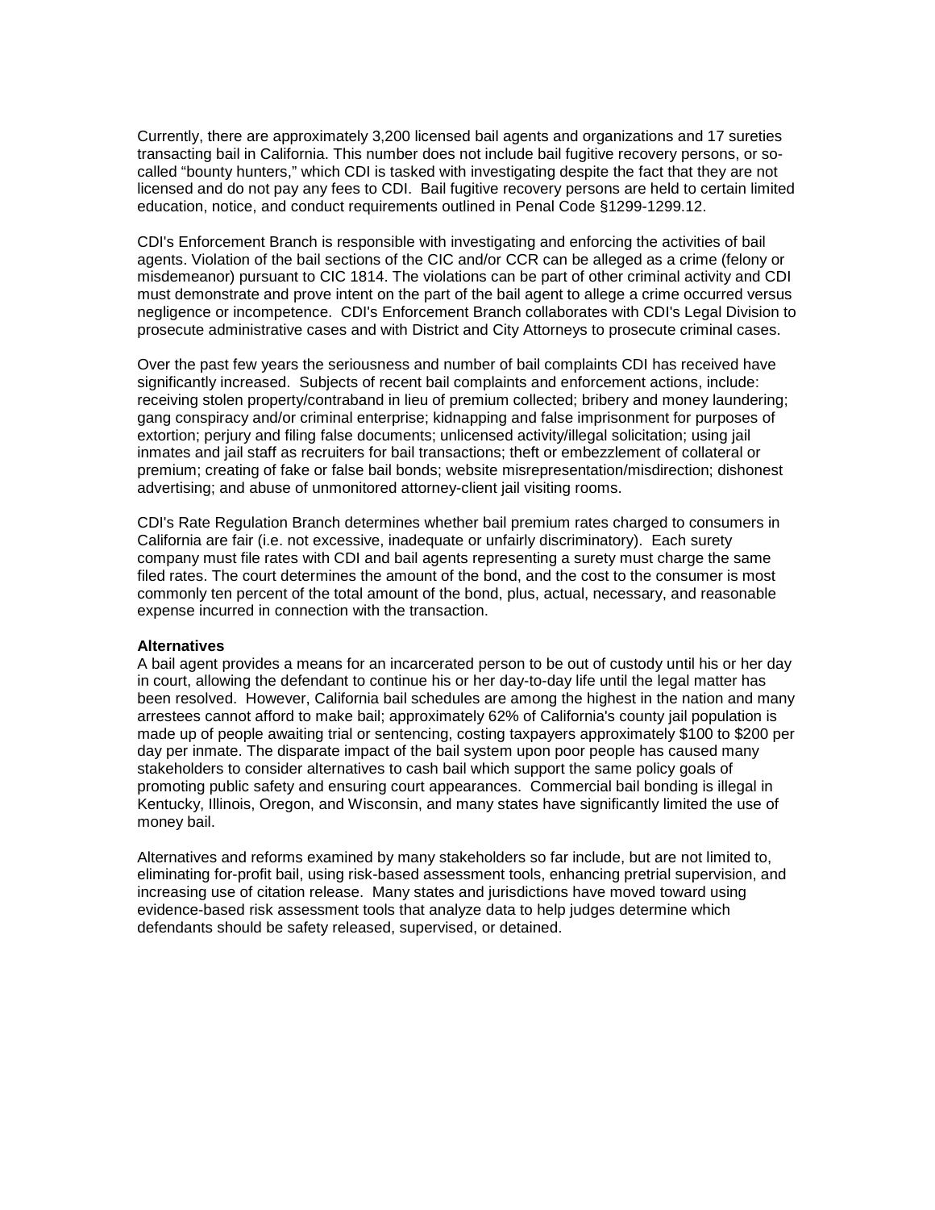Currently, there are approximately 3,200 licensed bail agents and organizations and 17 sureties transacting bail in California. This number does not include bail fugitive recovery persons, or so-called "bounty hunters," which CDI is tasked with investigating despite the fact that they are not licensed and do not pay any fees to CDI. Bail fugitive recovery persons are held to certain limited education, notice, and conduct requirements outlined in Penal Code §1299-1299.12.

CDI's Enforcement Branch is responsible with investigating and enforcing the activities of bail agents. Violation of the bail sections of the CIC and/or CCR can be alleged as a crime (felony or misdemeanor) pursuant to CIC 1814. The violations can be part of other criminal activity and CDI must demonstrate and prove intent on the part of the bail agent to allege a crime occurred versus negligence or incompetence. CDI's Enforcement Branch collaborates with CDI's Legal Division to prosecute administrative cases and with District and City Attorneys to prosecute criminal cases.

Over the past few years the seriousness and number of bail complaints CDI has received have significantly increased. Subjects of recent bail complaints and enforcement actions, include: receiving stolen property/contraband in lieu of premium collected; bribery and money laundering; gang conspiracy and/or criminal enterprise; kidnapping and false imprisonment for purposes of extortion; perjury and filing false documents; unlicensed activity/illegal solicitation; using jail inmates and jail staff as recruiters for bail transactions; theft or embezzlement of collateral or premium; creating of fake or false bail bonds; website misrepresentation/misdirection; dishonest advertising; and abuse of unmonitored attorney-client jail visiting rooms.

CDI's Rate Regulation Branch determines whether bail premium rates charged to consumers in California are fair (i.e. not excessive, inadequate or unfairly discriminatory). Each surety company must file rates with CDI and bail agents representing a surety must charge the same filed rates. The court determines the amount of the bond, and the cost to the consumer is most commonly ten percent of the total amount of the bond, plus, actual, necessary, and reasonable expense incurred in connection with the transaction.

**Alternatives**

A bail agent provides a means for an incarcerated person to be out of custody until his or her day in court, allowing the defendant to continue his or her day-to-day life until the legal matter has been resolved. However, California bail schedules are among the highest in the nation and many arrestees cannot afford to make bail; approximately 62% of California's county jail population is made up of people awaiting trial or sentencing, costing taxpayers approximately $100 to $200 per day per inmate. The disparate impact of the bail system upon poor people has caused many stakeholders to consider alternatives to cash bail which support the same policy goals of promoting public safety and ensuring court appearances. Commercial bail bonding is illegal in Kentucky, Illinois, Oregon, and Wisconsin, and many states have significantly limited the use of money bail.

Alternatives and reforms examined by many stakeholders so far include, but are not limited to, eliminating for-profit bail, using risk-based assessment tools, enhancing pretrial supervision, and increasing use of citation release. Many states and jurisdictions have moved toward using evidence-based risk assessment tools that analyze data to help judges determine which defendants should be safety released, supervised, or detained.